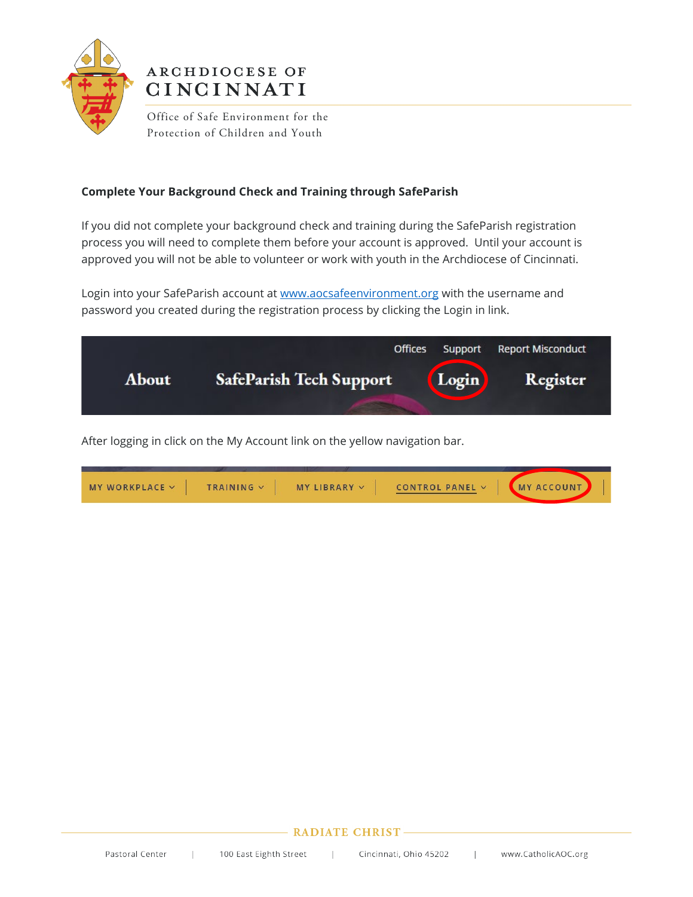ARCHDIOCESE OF CINCINNATI

Office of Safe Environment for the Protection of Children and Youth

**Complete Your Background Check and Training through SafeParish**

If you did not complete your background check and training during the SafeParish registration process you will need to complete them before your account is approved. Until your account is approved you will not be able to volunteer or work with youth in the Archdiocese of Cincinnati.

Login into your SafeParish account at [www.aocsafeenvironment.org](http://www.aocsafeenvironment.org) with the username and password you created during the registration process by clicking the Login in link.

Offices Support Report Misconduct

About SafeParish Tech Support Login Register

After logging in click on the My Account link on the yellow navigation bar.

MY WORKPLACE | TRAINING | MY LIBRARY | CONTROL PANEL | MY ACCOUNT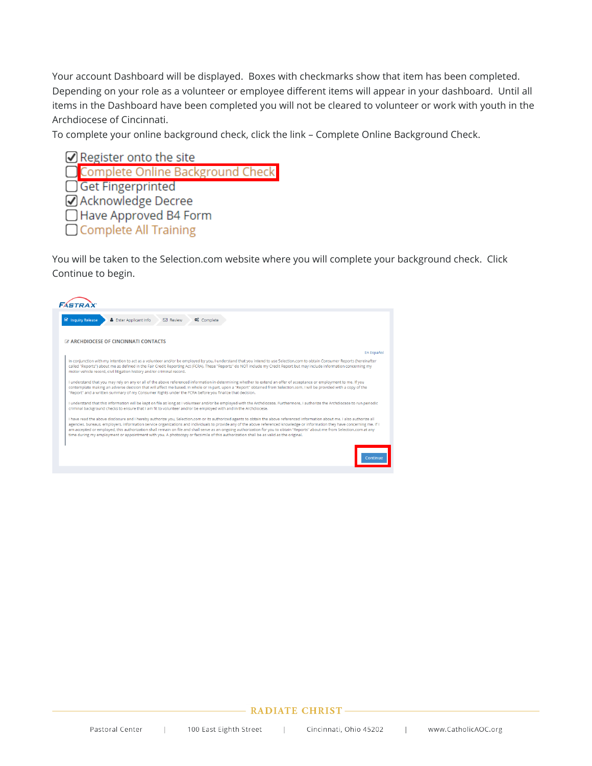Your account Dashboard will be displayed. Boxes with checkmarks show that item has been completed. Depending on your role as a volunteer or employee different items will appear in your dashboard. Until all items in the Dashboard have been completed you will not be cleared to volunteer or work with youth in the Archdiocese of Cincinnati.

To complete your online background check, click the link – Complete Online Background Check.

- [x] Register onto the site
- [ ] Complete Online Background Check
- [ ] Get Fingerprinted
- [x] Acknowledge Decree
- [ ] Have Approved B4 Form
- [ ] Complete All Training

You will be taken to the Selection.com website where you will complete your background check. Click Continue to begin.

FASTRAX

Inquiry Release | Enter Applicant Info | Review | Complete

ARCHDIOCESE OF CINCINNATI CONTACTS

En Español

In conjunction with my intention to act as a volunteer and/or be employed by you, I understand that you intend to use Selection.com to obtain Consumer Reports (hereinafter called "Reports") about me as defined in the Fair Credit Reporting Act (FCRA). These "Reports" do NOT include my Credit Report but may include information concerning my motor vehicle record, civil litigation history and/or criminal record.

I understand that you may rely on any or all of the above referenced information in determining whether to extend an offer of acceptance or employment to me. If you contemplate making an adverse decision that will affect me based, in whole or in part, upon a "Report" obtained from Selection.com, I will be provided with a copy of the "Report" and a written summary of my Consumer Rights under the FCRA before you finalize that decision.

I understand that this information will be kept on file as long as I volunteer and/or be employed with the Archdiocese. Furthermore, I authorize the Archdiocese to run periodic criminal background checks to ensure that I am fit to volunteer and/or be employed with and in the Archdiocese.

I have read the above disclosure and I hereby authorize you, Selection.com or its authorized agents to obtain the above referenced information about me. I also authorize all agencies, bureaus, employers, information service organizations and individuals to provide any of the above referenced knowledge or information they have concerning me. If I am accepted or employed, this authorization shall remain on file and shall serve as an ongoing authorization for you to obtain "Reports" about me from Selection.com at any time during my employment or appointment with you. A photocopy or facsimile of this authorization shall be as valid as the original.

Continue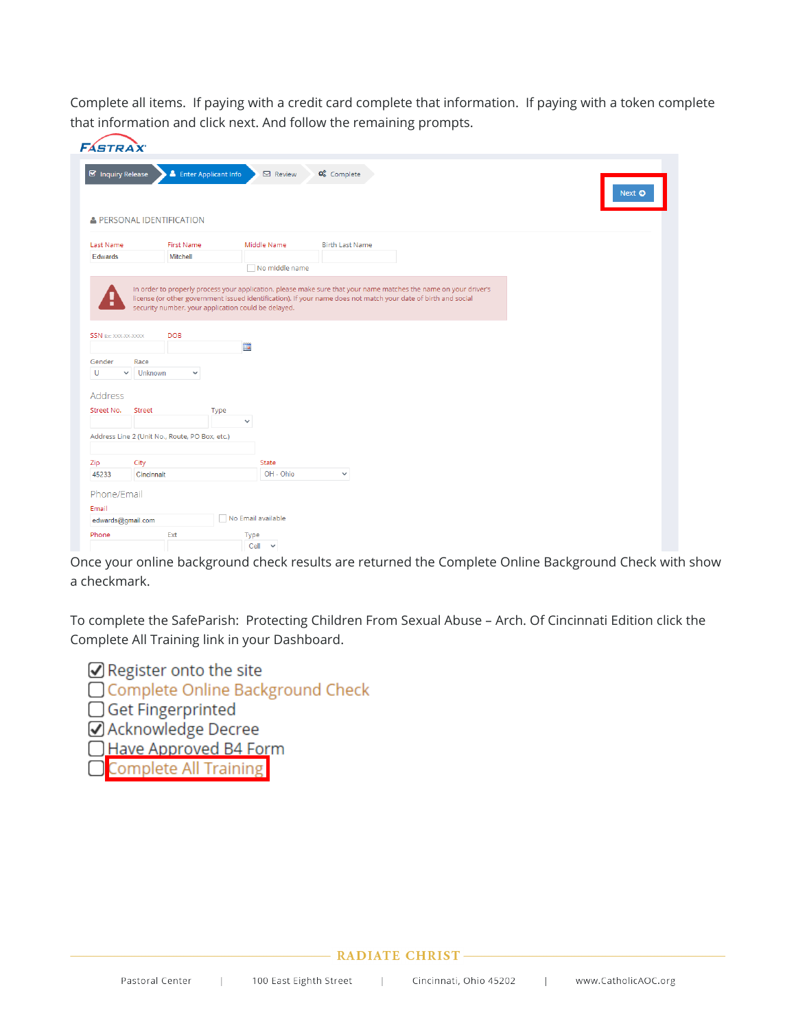Complete all items. If paying with a credit card complete that information. If paying with a token complete that information and click next. And follow the remaining prompts.

Once your online background check results are returned the Complete Online Background Check with show a checkmark.

To complete the SafeParish: Protecting Children From Sexual Abuse – Arch. Of Cincinnati Edition click the Complete All Training link in your Dashboard.

- ☑ Register onto the site
- ☐ Complete Online Background Check
- ☐ Get Fingerprinted
- ☑ Acknowledge Decree
- ☐ Have Approved B4 Form
- ☐ Complete All Training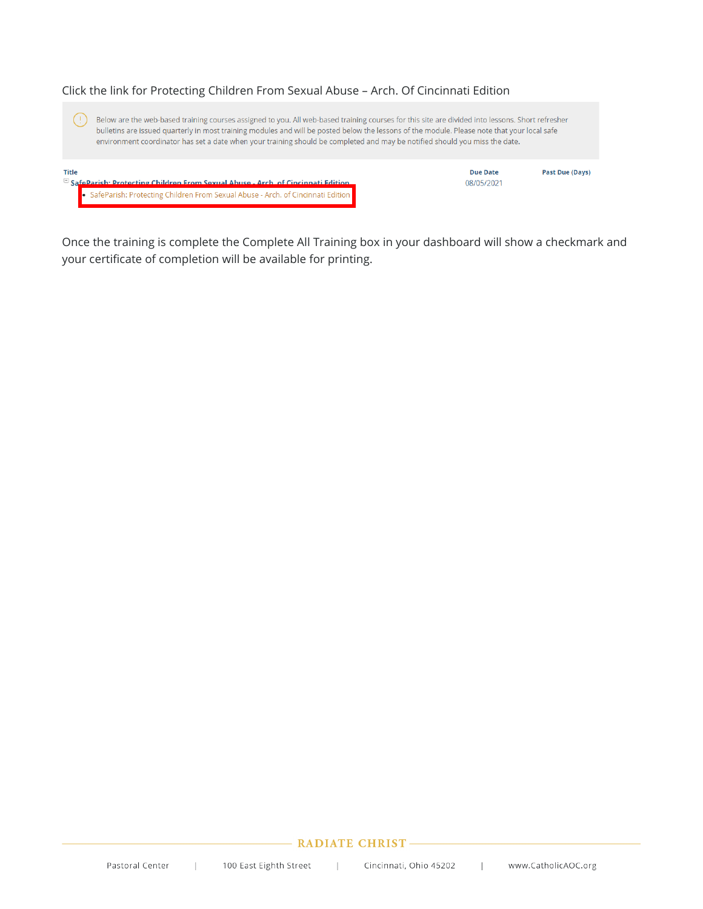Click the link for Protecting Children From Sexual Abuse – Arch. Of Cincinnati Edition

Below are the web-based training courses assigned to you. All web-based training courses for this site are divided into lessons. Short refresher bulletins are issued quarterly in most training modules and will be posted below the lessons of the module. Please note that your local safe environment coordinator has set a date when your training should be completed and may be notified should you miss the date.

| Title | Due Date | Past Due (Days) |
| --- | --- | --- |
| SafeParish: Protecting Children From Sexual Abuse - Arch. of Cincinnati Edition | 08/05/2021 | |
| • SafeParish: Protecting Children From Sexual Abuse - Arch. of Cincinnati Edition | | |

Once the training is complete the Complete All Training box in your dashboard will show a checkmark and your certificate of completion will be available for printing.